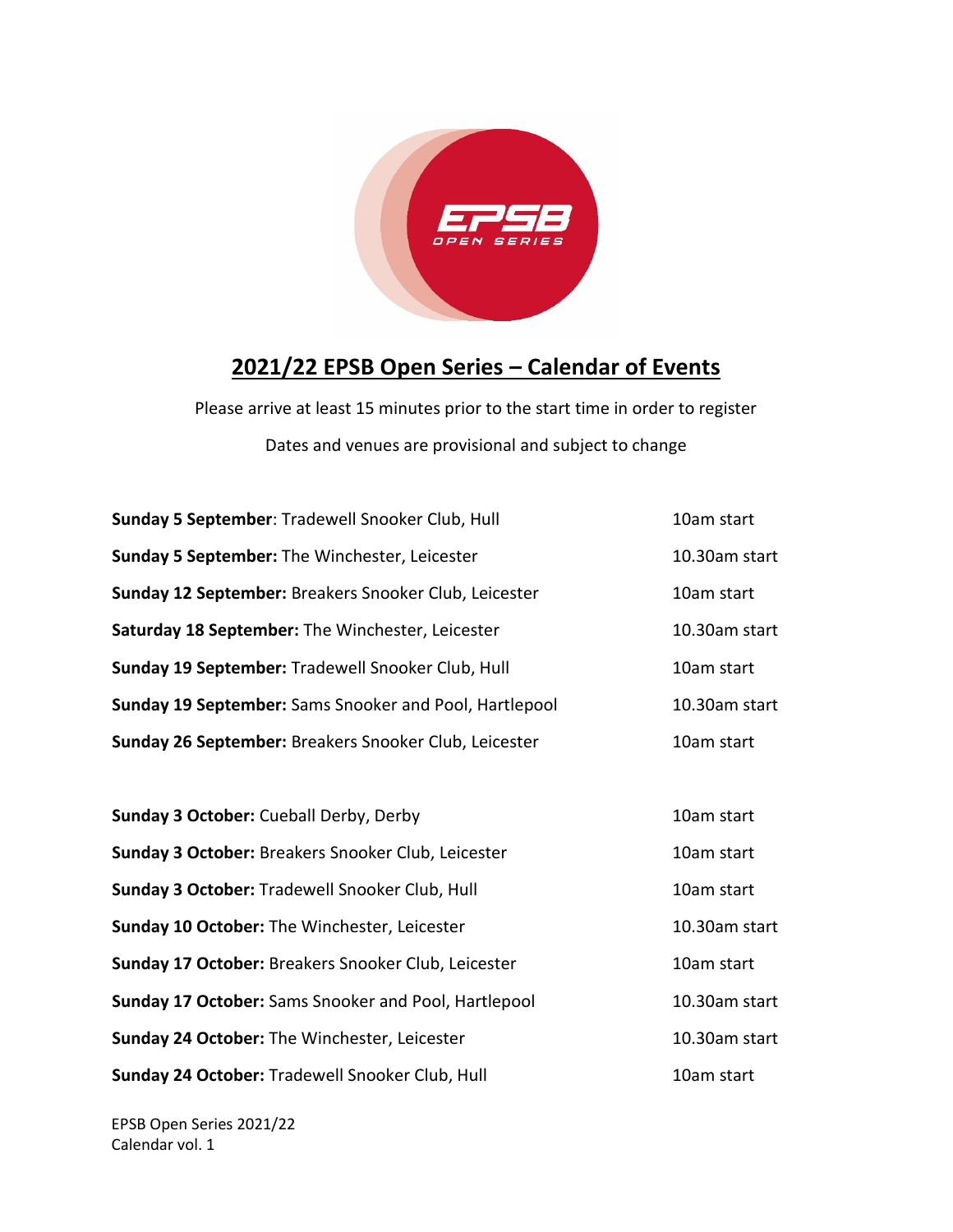# 2021/22 EPSB Open Series – Calendar of Events

Please arrive at least 15 minutes prior to the start time in order to register

Dates and venues are provisional and subject to change

| | |
|---|---|
| **Sunday 5 September**: Tradewell Snooker Club, Hull | 10am start |
| **Sunday 5 September:** The Winchester, Leicester | 10.30am start |
| **Sunday 12 September:** Breakers Snooker Club, Leicester | 10am start |
| **Saturday 18 September:** The Winchester, Leicester | 10.30am start |
| **Sunday 19 September:** Tradewell Snooker Club, Hull | 10am start |
| **Sunday 19 September:** Sams Snooker and Pool, Hartlepool | 10.30am start |
| **Sunday 26 September:** Breakers Snooker Club, Leicester | 10am start |

| | |
|---|---|
| **Sunday 3 October:** Cueball Derby, Derby | 10am start |
| **Sunday 3 October:** Breakers Snooker Club, Leicester | 10am start |
| **Sunday 3 October:** Tradewell Snooker Club, Hull | 10am start |
| **Sunday 10 October:** The Winchester, Leicester | 10.30am start |
| **Sunday 17 October:** Breakers Snooker Club, Leicester | 10am start |
| **Sunday 17 October:** Sams Snooker and Pool, Hartlepool | 10.30am start |
| **Sunday 24 October:** The Winchester, Leicester | 10.30am start |
| **Sunday 24 October:** Tradewell Snooker Club, Hull | 10am start |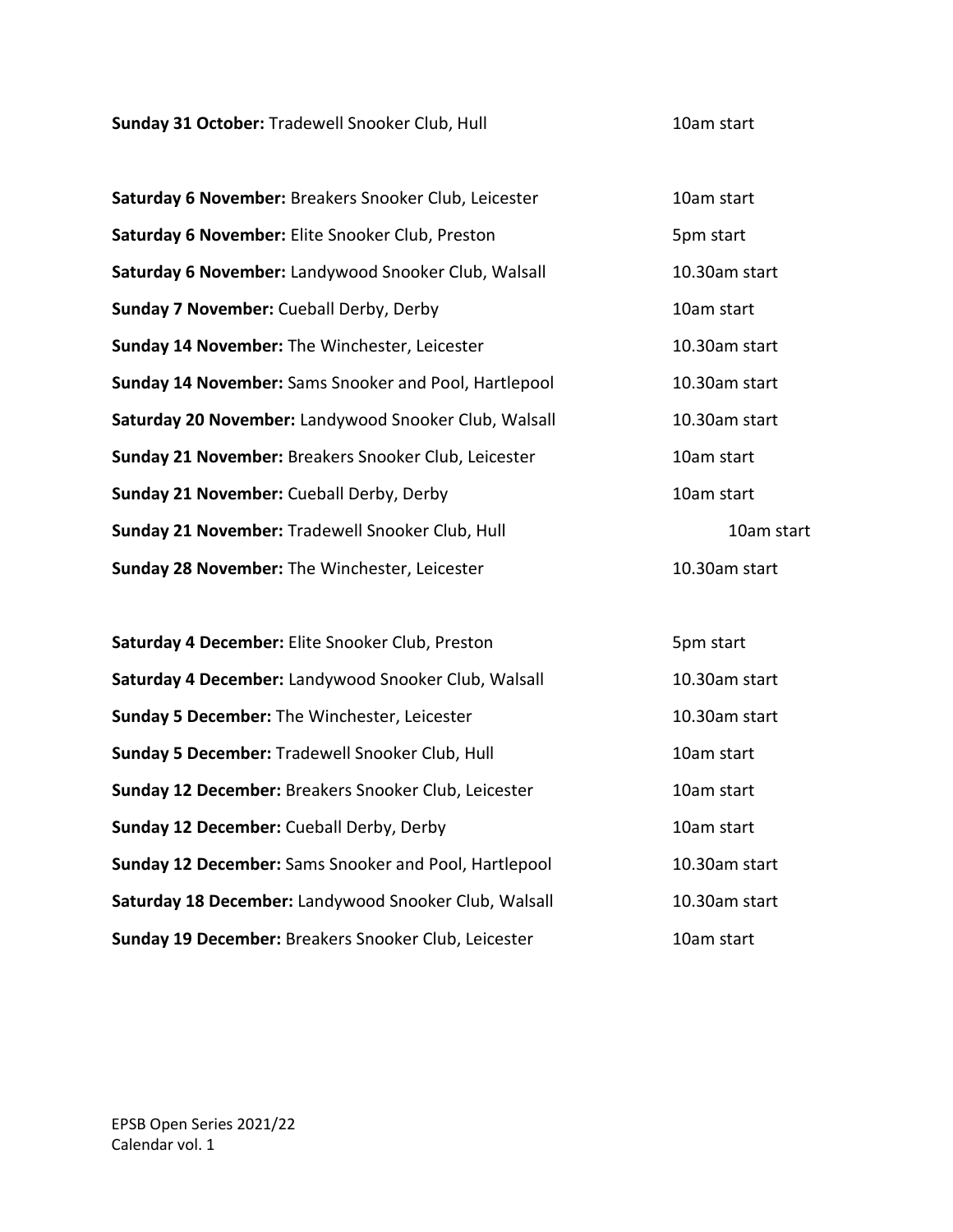**Sunday 31 October:** Tradewell Snooker Club, Hull 10am start

**Saturday 6 November:** Breakers Snooker Club, Leicester 10am start

**Saturday 6 November:** Elite Snooker Club, Preston 5pm start

**Saturday 6 November:** Landywood Snooker Club, Walsall 10.30am start

**Sunday 7 November:** Cueball Derby, Derby 10am start

**Sunday 14 November:** The Winchester, Leicester 10.30am start

**Sunday 14 November:** Sams Snooker and Pool, Hartlepool 10.30am start

**Saturday 20 November:** Landywood Snooker Club, Walsall 10.30am start

**Sunday 21 November:** Breakers Snooker Club, Leicester 10am start

**Sunday 21 November:** Cueball Derby, Derby 10am start

**Sunday 21 November:** Tradewell Snooker Club, Hull 10am start

**Sunday 28 November:** The Winchester, Leicester 10.30am start

**Saturday 4 December:** Elite Snooker Club, Preston 5pm start

**Saturday 4 December:** Landywood Snooker Club, Walsall 10.30am start

**Sunday 5 December:** The Winchester, Leicester 10.30am start

**Sunday 5 December:** Tradewell Snooker Club, Hull 10am start

**Sunday 12 December:** Breakers Snooker Club, Leicester 10am start

**Sunday 12 December:** Cueball Derby, Derby 10am start

**Sunday 12 December:** Sams Snooker and Pool, Hartlepool 10.30am start

**Saturday 18 December:** Landywood Snooker Club, Walsall 10.30am start

**Sunday 19 December:** Breakers Snooker Club, Leicester 10am start